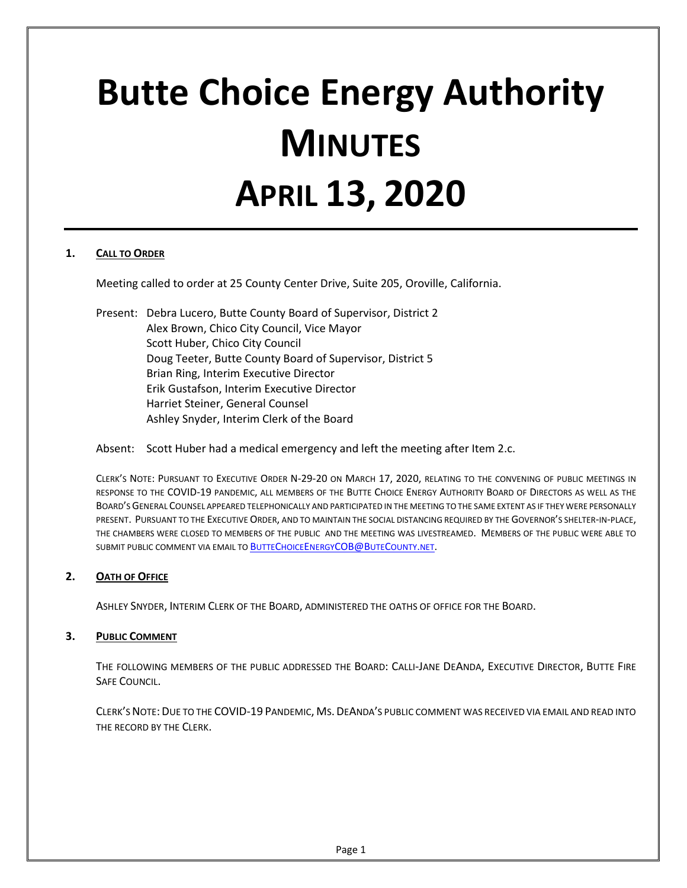# Butte Choice Energy Authority
# MINUTES
# APRIL 13, 2020

**1. CALL TO ORDER**

Meeting called to order at 25 County Center Drive, Suite 205, Oroville, California.

Present: Debra Lucero, Butte County Board of Supervisor, District 2
Alex Brown, Chico City Council, Vice Mayor
Scott Huber, Chico City Council
Doug Teeter, Butte County Board of Supervisor, District 5
Brian Ring, Interim Executive Director
Erik Gustafson, Interim Executive Director
Harriet Steiner, General Counsel
Ashley Snyder, Interim Clerk of the Board

Absent: Scott Huber had a medical emergency and left the meeting after Item 2.c.

CLERK'S NOTE: PURSUANT TO EXECUTIVE ORDER N-29-20 ON MARCH 17, 2020, RELATING TO THE CONVENING OF PUBLIC MEETINGS IN RESPONSE TO THE COVID-19 PANDEMIC, ALL MEMBERS OF THE BUTTE CHOICE ENERGY AUTHORITY BOARD OF DIRECTORS AS WELL AS THE BOARD'S GENERAL COUNSEL APPEARED TELEPHONICALLY AND PARTICIPATED IN THE MEETING TO THE SAME EXTENT AS IF THEY WERE PERSONALLY PRESENT. PURSUANT TO THE EXECUTIVE ORDER, AND TO MAINTAIN THE SOCIAL DISTANCING REQUIRED BY THE GOVERNOR'S SHELTER-IN-PLACE, THE CHAMBERS WERE CLOSED TO MEMBERS OF THE PUBLIC AND THE MEETING WAS LIVESTREAMED. MEMBERS OF THE PUBLIC WERE ABLE TO SUBMIT PUBLIC COMMENT VIA EMAIL TO BUTTECHOICEENERGYCOB@BUTECOUNTY.NET.

**2. OATH OF OFFICE**

ASHLEY SNYDER, INTERIM CLERK OF THE BOARD, ADMINISTERED THE OATHS OF OFFICE FOR THE BOARD.

**3. PUBLIC COMMENT**

THE FOLLOWING MEMBERS OF THE PUBLIC ADDRESSED THE BOARD: CALLI-JANE DEANDA, EXECUTIVE DIRECTOR, BUTTE FIRE SAFE COUNCIL.

CLERK'S NOTE: DUE TO THE COVID-19 PANDEMIC, MS. DEANDA'S PUBLIC COMMENT WAS RECEIVED VIA EMAIL AND READ INTO THE RECORD BY THE CLERK.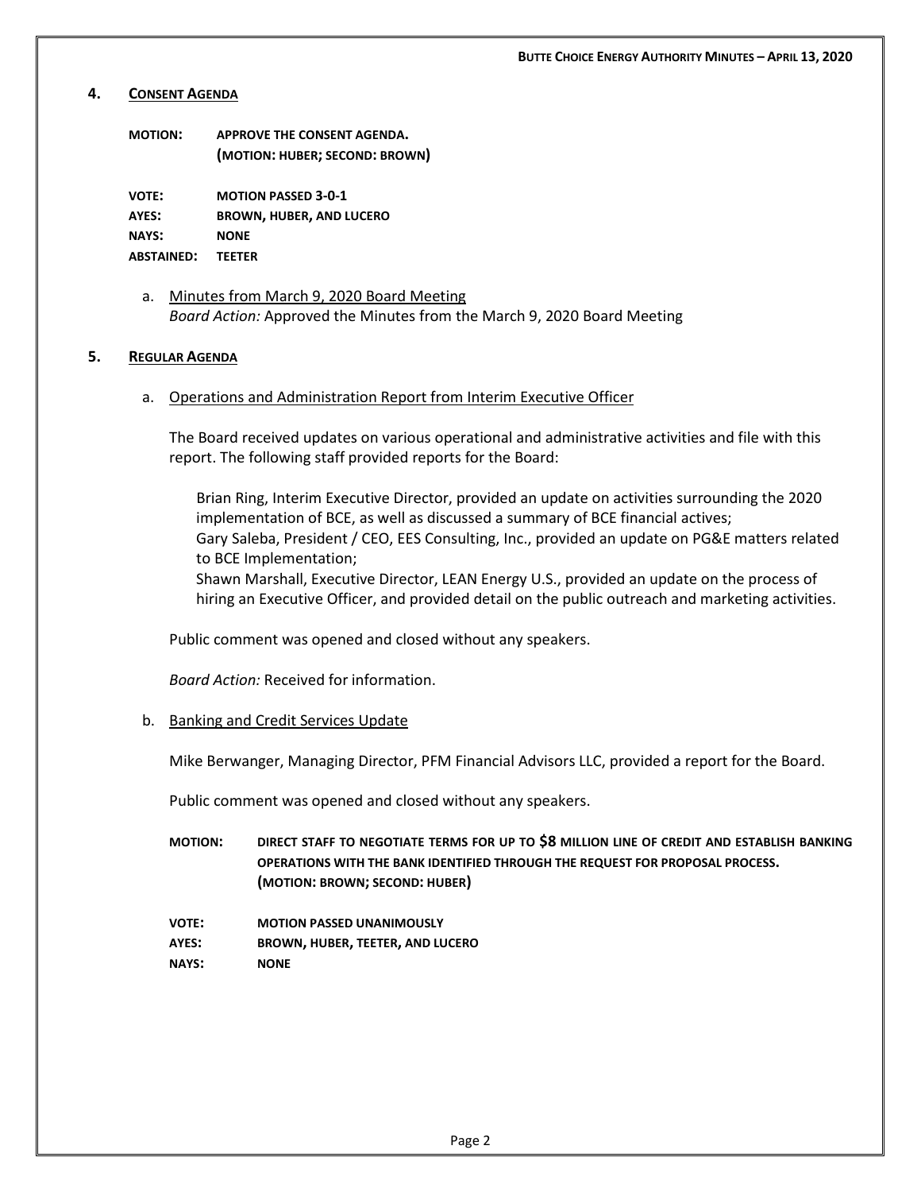## 4. CONSENT AGENDA

**MOTION:** **APPROVE THE CONSENT AGENDA.**
**(MOTION: HUBER; SECOND: BROWN)**

**VOTE:** **MOTION PASSED 3-0-1**
**AYES:** **BROWN, HUBER, AND LUCERO**
**NAYS:** **NONE**
**ABSTAINED:** **TEETER**

a. Minutes from March 9, 2020 Board Meeting
*Board Action:* Approved the Minutes from the March 9, 2020 Board Meeting

## 5. REGULAR AGENDA

a. Operations and Administration Report from Interim Executive Officer

The Board received updates on various operational and administrative activities and file with this report. The following staff provided reports for the Board:

Brian Ring, Interim Executive Director, provided an update on activities surrounding the 2020 implementation of BCE, as well as discussed a summary of BCE financial actives;
Gary Saleba, President / CEO, EES Consulting, Inc., provided an update on PG&E matters related to BCE Implementation;
Shawn Marshall, Executive Director, LEAN Energy U.S., provided an update on the process of hiring an Executive Officer, and provided detail on the public outreach and marketing activities.

Public comment was opened and closed without any speakers.

*Board Action:* Received for information.

b. Banking and Credit Services Update

Mike Berwanger, Managing Director, PFM Financial Advisors LLC, provided a report for the Board.

Public comment was opened and closed without any speakers.

**MOTION:** **DIRECT STAFF TO NEGOTIATE TERMS FOR UP TO $8 MILLION LINE OF CREDIT AND ESTABLISH BANKING OPERATIONS WITH THE BANK IDENTIFIED THROUGH THE REQUEST FOR PROPOSAL PROCESS.**
**(MOTION: BROWN; SECOND: HUBER)**

**VOTE:** **MOTION PASSED UNANIMOUSLY**
**AYES:** **BROWN, HUBER, TEETER, AND LUCERO**
**NAYS:** **NONE**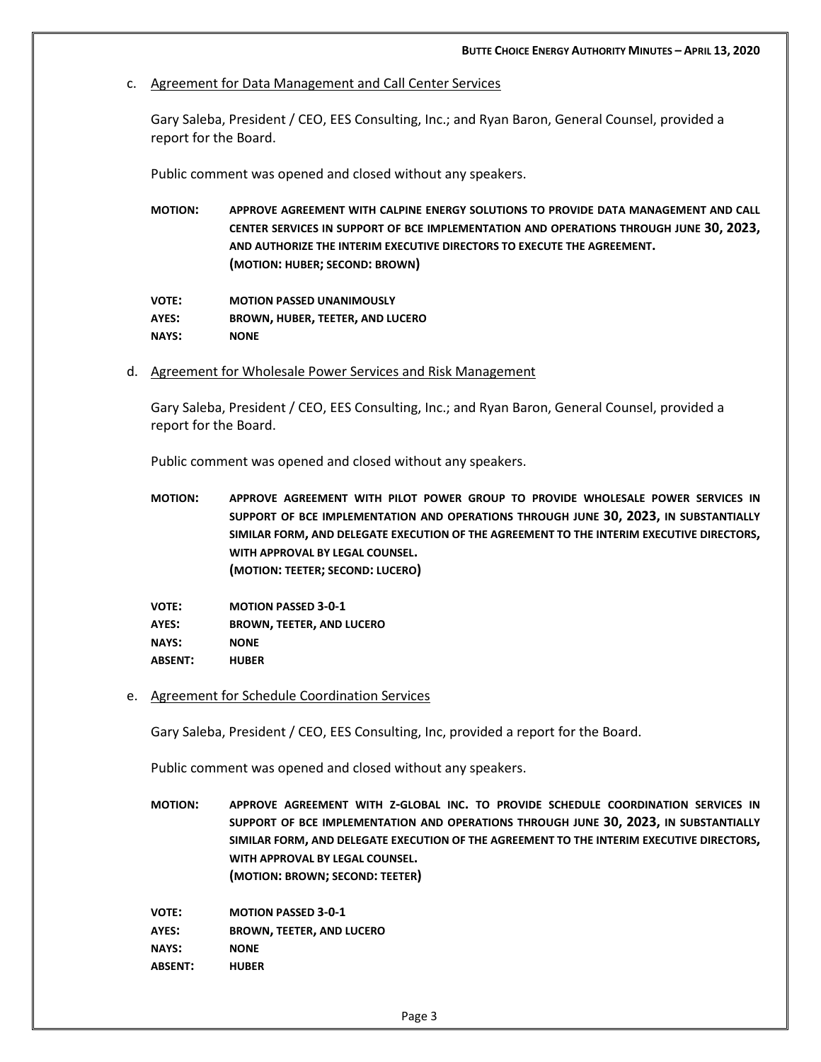c. Agreement for Data Management and Call Center Services

Gary Saleba, President / CEO, EES Consulting, Inc.; and Ryan Baron, General Counsel, provided a report for the Board.

Public comment was opened and closed without any speakers.

**MOTION:** **APPROVE AGREEMENT WITH CALPINE ENERGY SOLUTIONS TO PROVIDE DATA MANAGEMENT AND CALL CENTER SERVICES IN SUPPORT OF BCE IMPLEMENTATION AND OPERATIONS THROUGH JUNE 30, 2023, AND AUTHORIZE THE INTERIM EXECUTIVE DIRECTORS TO EXECUTE THE AGREEMENT.**
**(MOTION: HUBER; SECOND: BROWN)**

**VOTE:** **MOTION PASSED UNANIMOUSLY**
**AYES:** **BROWN, HUBER, TEETER, AND LUCERO**
**NAYS:** **NONE**

d. Agreement for Wholesale Power Services and Risk Management

Gary Saleba, President / CEO, EES Consulting, Inc.; and Ryan Baron, General Counsel, provided a report for the Board.

Public comment was opened and closed without any speakers.

**MOTION:** **APPROVE AGREEMENT WITH PILOT POWER GROUP TO PROVIDE WHOLESALE POWER SERVICES IN SUPPORT OF BCE IMPLEMENTATION AND OPERATIONS THROUGH JUNE 30, 2023, IN SUBSTANTIALLY SIMILAR FORM, AND DELEGATE EXECUTION OF THE AGREEMENT TO THE INTERIM EXECUTIVE DIRECTORS, WITH APPROVAL BY LEGAL COUNSEL.**
**(MOTION: TEETER; SECOND: LUCERO)**

**VOTE:** **MOTION PASSED 3-0-1**
**AYES:** **BROWN, TEETER, AND LUCERO**
**NAYS:** **NONE**
**ABSENT:** **HUBER**

e. Agreement for Schedule Coordination Services

Gary Saleba, President / CEO, EES Consulting, Inc, provided a report for the Board.

Public comment was opened and closed without any speakers.

**MOTION:** **APPROVE AGREEMENT WITH Z-GLOBAL INC. TO PROVIDE SCHEDULE COORDINATION SERVICES IN SUPPORT OF BCE IMPLEMENTATION AND OPERATIONS THROUGH JUNE 30, 2023, IN SUBSTANTIALLY SIMILAR FORM, AND DELEGATE EXECUTION OF THE AGREEMENT TO THE INTERIM EXECUTIVE DIRECTORS, WITH APPROVAL BY LEGAL COUNSEL.**
**(MOTION: BROWN; SECOND: TEETER)**

**VOTE:** **MOTION PASSED 3-0-1**
**AYES:** **BROWN, TEETER, AND LUCERO**
**NAYS:** **NONE**
**ABSENT:** **HUBER**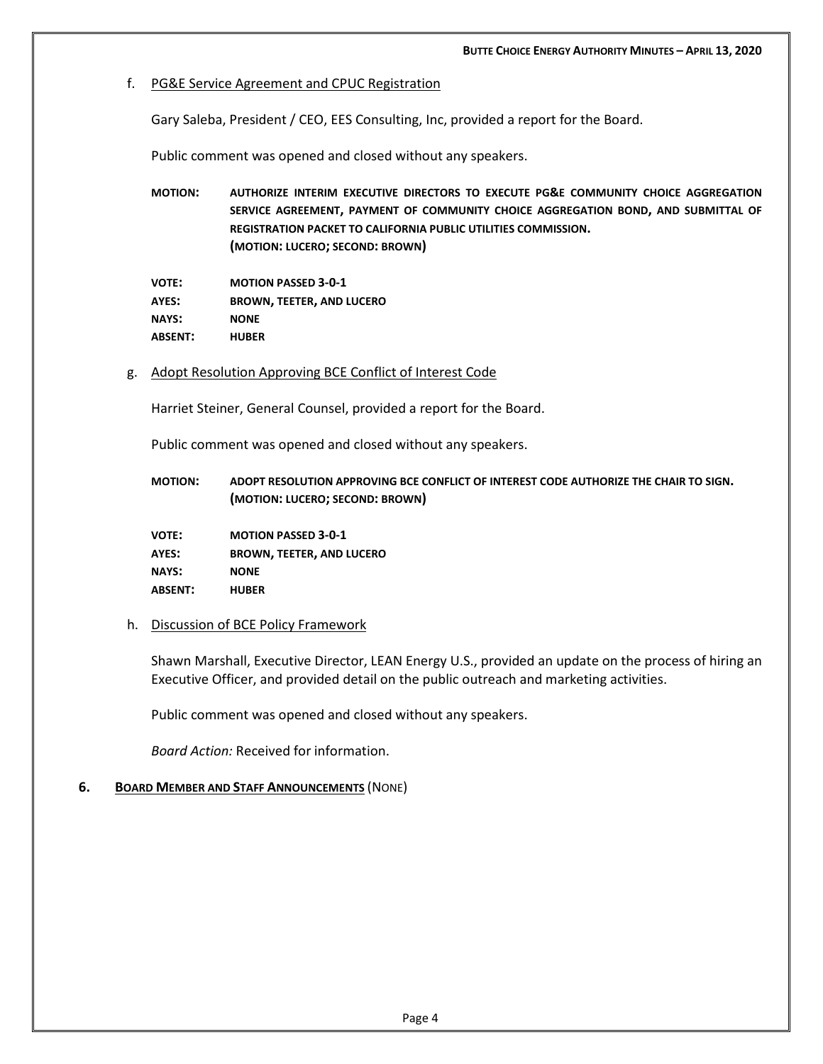f. <u>PG&E Service Agreement and CPUC Registration</u>

Gary Saleba, President / CEO, EES Consulting, Inc, provided a report for the Board.

Public comment was opened and closed without any speakers.

**MOTION:** **AUTHORIZE INTERIM EXECUTIVE DIRECTORS TO EXECUTE PG&E COMMUNITY CHOICE AGGREGATION SERVICE AGREEMENT, PAYMENT OF COMMUNITY CHOICE AGGREGATION BOND, AND SUBMITTAL OF REGISTRATION PACKET TO CALIFORNIA PUBLIC UTILITIES COMMISSION. (MOTION: LUCERO; SECOND: BROWN)**

**VOTE:** **MOTION PASSED 3-0-1**
**AYES:** **BROWN, TEETER, AND LUCERO**
**NAYS:** **NONE**
**ABSENT:** **HUBER**

g. <u>Adopt Resolution Approving BCE Conflict of Interest Code</u>

Harriet Steiner, General Counsel, provided a report for the Board.

Public comment was opened and closed without any speakers.

**MOTION:** **ADOPT RESOLUTION APPROVING BCE CONFLICT OF INTEREST CODE AUTHORIZE THE CHAIR TO SIGN. (MOTION: LUCERO; SECOND: BROWN)**

**VOTE:** **MOTION PASSED 3-0-1**
**AYES:** **BROWN, TEETER, AND LUCERO**
**NAYS:** **NONE**
**ABSENT:** **HUBER**

h. <u>Discussion of BCE Policy Framework</u>

Shawn Marshall, Executive Director, LEAN Energy U.S., provided an update on the process of hiring an Executive Officer, and provided detail on the public outreach and marketing activities.

Public comment was opened and closed without any speakers.

*Board Action:* Received for information.

**6. <u>BOARD MEMBER AND STAFF ANNOUNCEMENTS</u>** (NONE)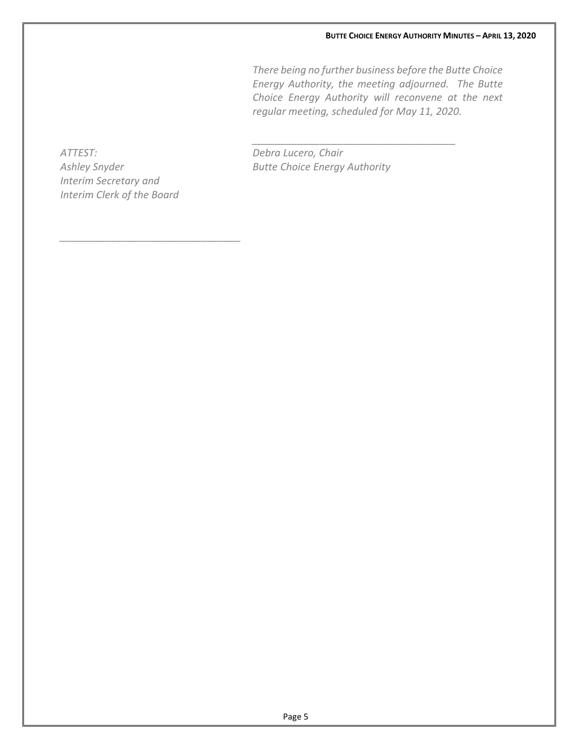*There being no further business before the Butte Choice Energy Authority, the meeting adjourned. The Butte Choice Energy Authority will reconvene at the next regular meeting, scheduled for May 11, 2020.*

_____________________________________

*Debra Lucero, Chair*
*Butte Choice Energy Authority*

*ATTEST:*
*Ashley Snyder*
*Interim Secretary and*
*Interim Clerk of the Board*

_________________________________